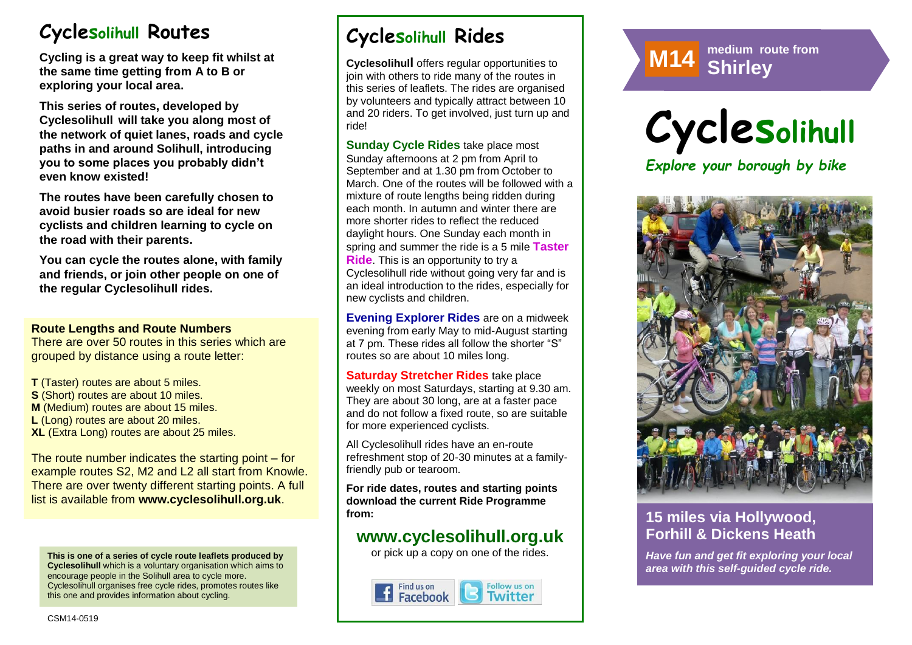# Cyclesolihull Routes

**Cycling is a great way to keep fit whilst at the same time getting from A to B or exploring your local area.**

**This series of routes, developed by Cyclesolihull will take you along most of the network of quiet lanes, roads and cycle paths in and around Solihull, introducing you to some places you probably didn't even know existed!**

**The routes have been carefully chosen to avoid busier roads so are ideal for new cyclists and children learning to cycle on the road with their parents.**

**You can cycle the routes alone, with family and friends, or join other people on one of the regular Cyclesolihull rides.**

### Route Lengths and Route Numbers

There are over 50 routes in this series which are grouped by distance using a route letter:

**T** (Taster) routes are about 5 miles.
**S** (Short) routes are about 10 miles.
**M** (Medium) routes are about 15 miles.
**L** (Long) routes are about 20 miles.
**XL** (Extra Long) routes are about 25 miles.

The route number indicates the starting point – for example routes S2, M2 and L2 all start from Knowle. There are over twenty different starting points. A full list is available from **www.cyclesolihull.org.uk**.

**This is one of a series of cycle route leaflets produced by Cyclesolihull** which is a voluntary organisation which aims to encourage people in the Solihull area to cycle more. Cyclesolihull organises free cycle rides, promotes routes like this one and provides information about cycling.

CSM14-0519

# Cyclesolihull Rides

**Cyclesolihull** offers regular opportunities to join with others to ride many of the routes in this series of leaflets. The rides are organised by volunteers and typically attract between 10 and 20 riders. To get involved, just turn up and ride!

**Sunday Cycle Rides** take place most Sunday afternoons at 2 pm from April to September and at 1.30 pm from October to March. One of the routes will be followed with a mixture of route lengths being ridden during each month. In autumn and winter there are more shorter rides to reflect the reduced daylight hours. One Sunday each month in spring and summer the ride is a 5 mile **Taster Ride**. This is an opportunity to try a Cyclesolihull ride without going very far and is an ideal introduction to the rides, especially for new cyclists and children.

**Evening Explorer Rides** are on a midweek evening from early May to mid-August starting at 7 pm. These rides all follow the shorter "S" routes so are about 10 miles long.

**Saturday Stretcher Rides** take place weekly on most Saturdays, starting at 9.30 am. They are about 30 long, are at a faster pace and do not follow a fixed route, so are suitable for more experienced cyclists.

All Cyclesolihull rides have an en-route refreshment stop of 20-30 minutes at a family-friendly pub or tearoom.

**For ride dates, routes and starting points download the current Ride Programme from:**

## www.cyclesolihull.org.uk

or pick up a copy on one of the rides.

Find us on Facebook | Follow us on Twitter

**M14** medium route from **Shirley**

# Cyclesolihull

*Explore your borough by bike*

## 15 miles via Hollywood, Forhill & Dickens Heath

***Have fun and get fit exploring your local area with this self-guided cycle ride.***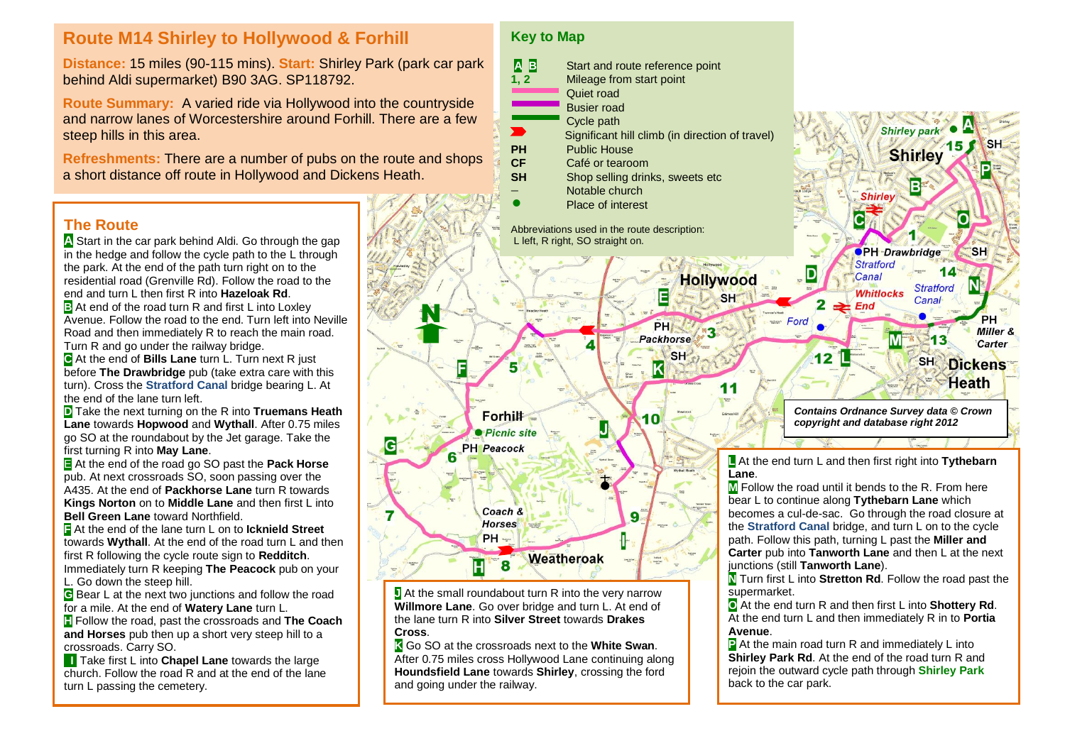# Route M14 Shirley to Hollywood & Forhill

**Distance:** 15 miles (90-115 mins). **Start:** Shirley Park (park car park behind Aldi supermarket) B90 3AG. SP118792.

**Route Summary:** A varied ride via Hollywood into the countryside and narrow lanes of Worcestershire around Forhill. There are a few steep hills in this area.

**Refreshments:** There are a number of pubs on the route and shops a short distance off route in Hollywood and Dickens Heath.

## Key to Map

| | |
|---|---|
| A B | Start and route reference point |
| 1, 2 | Mileage from start point |
| | Quiet road |
| | Busier road |
| | Cycle path |
| | Significant hill climb (in direction of travel) |
| PH | Public House |
| CF | Café or tearoom |
| SH | Shop selling drinks, sweets etc |
| | Notable church |
| ● | Place of interest |

Abbreviations used in the route description: L left, R right, SO straight on.

## The Route

**A** Start in the car park behind Aldi. Go through the gap in the hedge and follow the cycle path to the L through the park. At the end of the path turn right on to the residential road (Grenville Rd). Follow the road to the end and turn L then first R into **Hazeloak Rd**.

**B** At end of the road turn R and first L into Loxley Avenue. Follow the road to the end. Turn left into Neville Road and then immediately R to reach the main road. Turn R and go under the railway bridge.

**C** At the end of **Bills Lane** turn L. Turn next R just before **The Drawbridge** pub (take extra care with this turn). Cross the **Stratford Canal** bridge bearing L. At the end of the lane turn left.

**D** Take the next turning on the R into **Truemans Heath Lane** towards **Hopwood** and **Wythall**. After 0.75 miles go SO at the roundabout by the Jet garage. Take the first turning R into **May Lane**.

**E** At the end of the road go SO past the **Pack Horse** pub. At next crossroads SO, soon passing over the A435. At the end of **Packhorse Lane** turn R towards **Kings Norton** on to **Middle Lane** and then first L into **Bell Green Lane** toward Northfield.

**F** At the end of the lane turn L on to **Icknield Street** towards **Wythall**. At the end of the road turn L and then first R following the cycle route sign to **Redditch**. Immediately turn R keeping **The Peacock** pub on your L. Go down the steep hill.

**G** Bear L at the next two junctions and follow the road for a mile. At the end of **Watery Lane** turn L.

**H** Follow the road, past the crossroads and **The Coach and Horses** pub then up a short very steep hill to a crossroads. Carry SO.

**I** Take first L into **Chapel Lane** towards the large church. Follow the road R and at the end of the lane turn L passing the cemetery.

**J** At the small roundabout turn R into the very narrow **Willmore Lane**. Go over bridge and turn L. At end of the lane turn R into **Silver Street** towards **Drakes Cross**.

**K** Go SO at the crossroads next to the **White Swan**. After 0.75 miles cross Hollywood Lane continuing along **Houndsfield Lane** towards **Shirley**, crossing the ford and going under the railway.

**L** At the end turn L and then first right into **Tythebarn Lane**.

**M** Follow the road until it bends to the R. From here bear L to continue along **Tythebarn Lane** which becomes a cul-de-sac. Go through the road closure at the **Stratford Canal** bridge, and turn L on to the cycle path. Follow this path, turning L past the **Miller and Carter** pub into **Tanworth Lane** and then L at the next junctions (still **Tanworth Lane**).

**N** Turn first L into **Stretton Rd**. Follow the road past the supermarket.

**O** At the end turn R and then first L into **Shottery Rd**. At the end turn L and then immediately R in to **Portia Avenue**.

**P** At the main road turn R and immediately L into **Shirley Park Rd**. At the end of the road turn R and rejoin the outward cycle path through **Shirley Park** back to the car park.

*Contains Ordnance Survey data © Crown copyright and database right 2012*